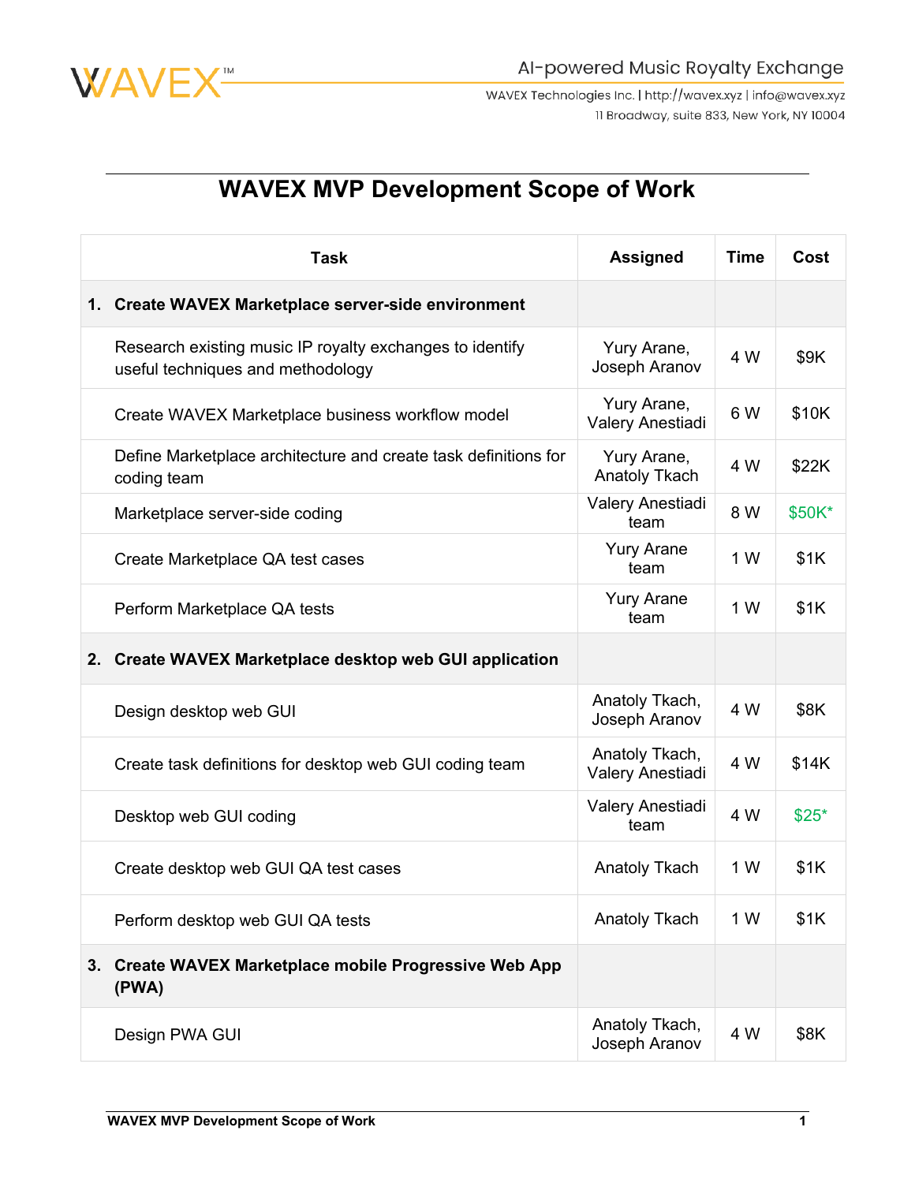WAVEX™

AI-powered Music Royalty Exchange

WAVEX Technologies Inc. | http://wavex.xyz | info@wavex.xyz
11 Broadway, suite 833, New York, NY 10004

# WAVEX MVP Development Scope of Work

| Task | Assigned | Time | Cost |
|---|---|---|---|
| **1. Create WAVEX Marketplace server-side environment** | | | |
| Research existing music IP royalty exchanges to identify useful techniques and methodology | Yury Arane, Joseph Aranov | 4 W | $9K |
| Create WAVEX Marketplace business workflow model | Yury Arane, Valery Anestiadi | 6 W | $10K |
| Define Marketplace architecture and create task definitions for coding team | Yury Arane, Anatoly Tkach | 4 W | $22K |
| Marketplace server-side coding | Valery Anestiadi team | 8 W | $50K* |
| Create Marketplace QA test cases | Yury Arane team | 1 W | $1K |
| Perform Marketplace QA tests | Yury Arane team | 1 W | $1K |
| **2. Create WAVEX Marketplace desktop web GUI application** | | | |
| Design desktop web GUI | Anatoly Tkach, Joseph Aranov | 4 W | $8K |
| Create task definitions for desktop web GUI coding team | Anatoly Tkach, Valery Anestiadi | 4 W | $14K |
| Desktop web GUI coding | Valery Anestiadi team | 4 W | $25* |
| Create desktop web GUI QA test cases | Anatoly Tkach | 1 W | $1K |
| Perform desktop web GUI QA tests | Anatoly Tkach | 1 W | $1K |
| **3. Create WAVEX Marketplace mobile Progressive Web App (PWA)** | | | |
| Design PWA GUI | Anatoly Tkach, Joseph Aranov | 4 W | $8K |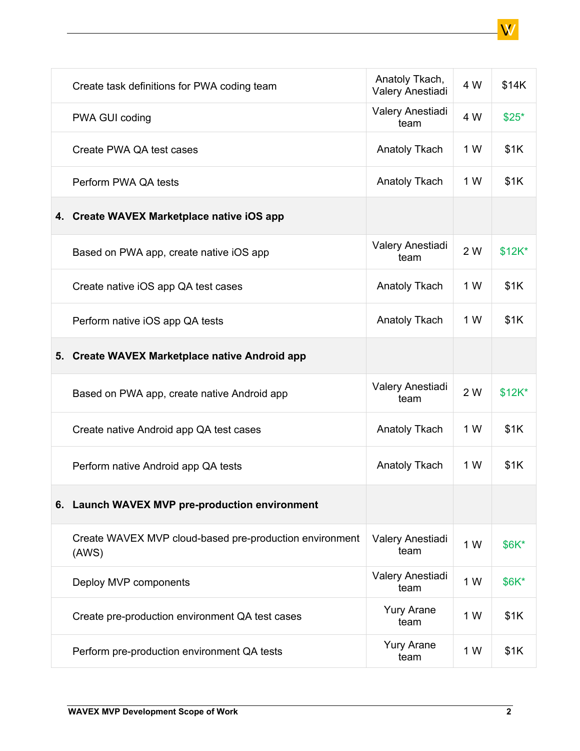| | | | |
|---|---|---|---|
| Create task definitions for PWA coding team | Anatoly Tkach, Valery Anestiadi | 4 W | $14K |
| PWA GUI coding | Valery Anestiadi team | 4 W | $25* |
| Create PWA QA test cases | Anatoly Tkach | 1 W | $1K |
| Perform PWA QA tests | Anatoly Tkach | 1 W | $1K |
| **4. Create WAVEX Marketplace native iOS app** | | | |
| Based on PWA app, create native iOS app | Valery Anestiadi team | 2 W | $12K* |
| Create native iOS app QA test cases | Anatoly Tkach | 1 W | $1K |
| Perform native iOS app QA tests | Anatoly Tkach | 1 W | $1K |
| **5. Create WAVEX Marketplace native Android app** | | | |
| Based on PWA app, create native Android app | Valery Anestiadi team | 2 W | $12K* |
| Create native Android app QA test cases | Anatoly Tkach | 1 W | $1K |
| Perform native Android app QA tests | Anatoly Tkach | 1 W | $1K |
| **6. Launch WAVEX MVP pre-production environment** | | | |
| Create WAVEX MVP cloud-based pre-production environment (AWS) | Valery Anestiadi team | 1 W | $6K* |
| Deploy MVP components | Valery Anestiadi team | 1 W | $6K* |
| Create pre-production environment QA test cases | Yury Arane team | 1 W | $1K |
| Perform pre-production environment QA tests | Yury Arane team | 1 W | $1K |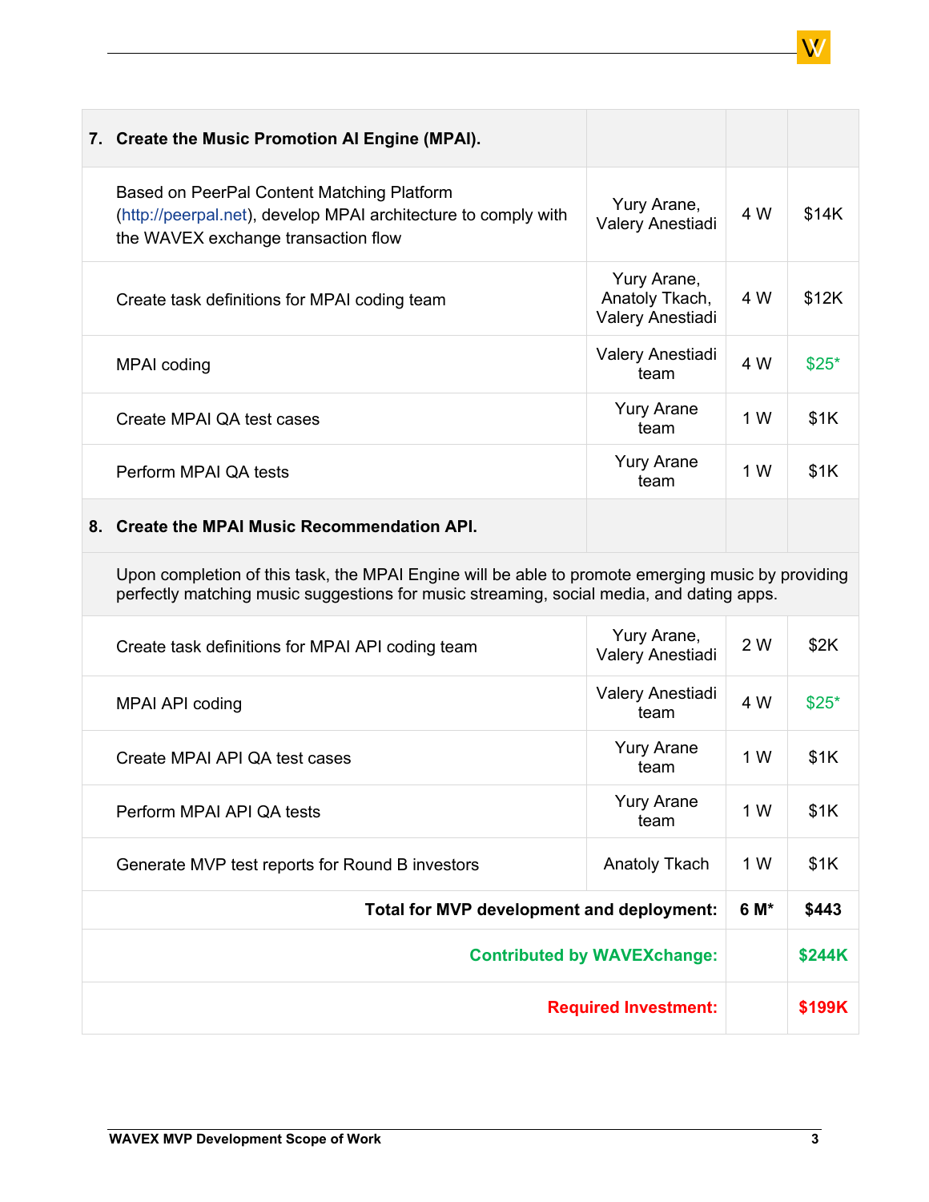| | | | |
|---|---|---|---|
| **7. Create the Music Promotion AI Engine (MPAI).** | | | |
| Based on PeerPal Content Matching Platform (http://peerpal.net), develop MPAI architecture to comply with the WAVEX exchange transaction flow | Yury Arane, Valery Anestiadi | 4 W | $14K |
| Create task definitions for MPAI coding team | Yury Arane, Anatoly Tkach, Valery Anestiadi | 4 W | $12K |
| MPAI coding | Valery Anestiadi team | 4 W | $25* |
| Create MPAI QA test cases | Yury Arane team | 1 W | $1K |
| Perform MPAI QA tests | Yury Arane team | 1 W | $1K |
| **8. Create the MPAI Music Recommendation API.** | | | |
| Upon completion of this task, the MPAI Engine will be able to promote emerging music by providing perfectly matching music suggestions for music streaming, social media, and dating apps. | | | |
| Create task definitions for MPAI API coding team | Yury Arane, Valery Anestiadi | 2 W | $2K |
| MPAI API coding | Valery Anestiadi team | 4 W | $25* |
| Create MPAI API QA test cases | Yury Arane team | 1 W | $1K |
| Perform MPAI API QA tests | Yury Arane team | 1 W | $1K |
| Generate MVP test reports for Round B investors | Anatoly Tkach | 1 W | $1K |
| | **Total for MVP development and deployment:** | **6 M*** | **$443** |
| | **Contributed by WAVEXchange:** | | **$244K** |
| | **Required Investment:** | | **$199K** |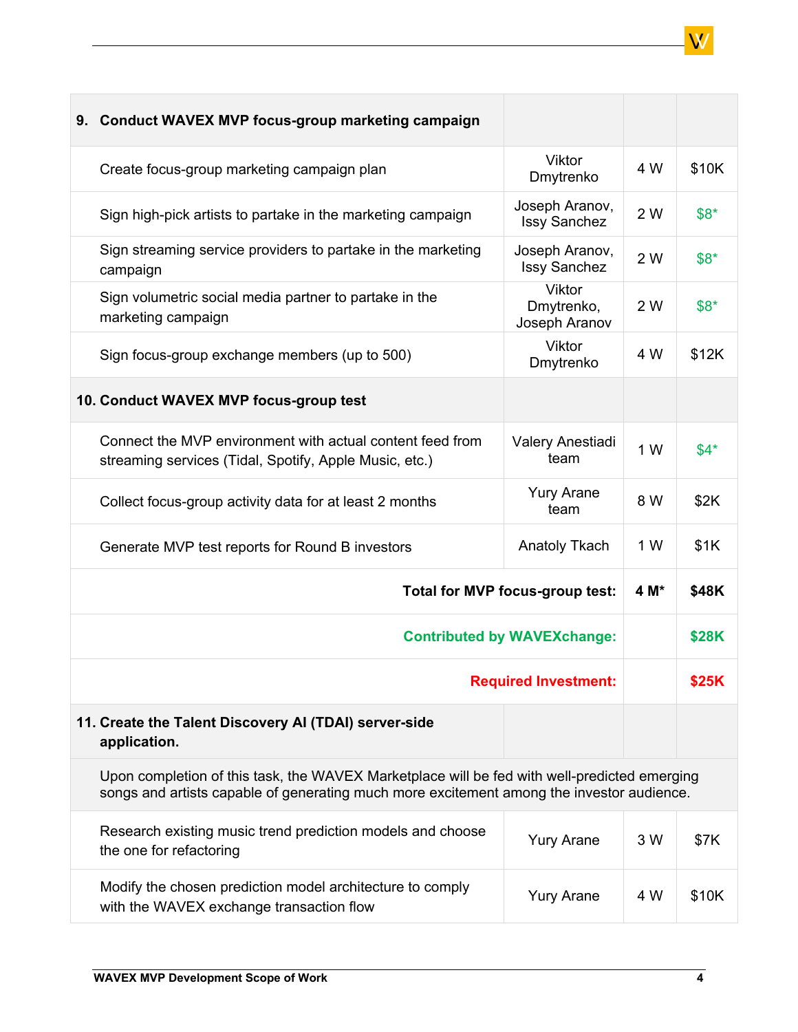| | | | |
|---|---|---|---|
| **9. Conduct WAVEX MVP focus-group marketing campaign** | | | |
| Create focus-group marketing campaign plan | Viktor Dmytrenko | 4 W | $10K |
| Sign high-pick artists to partake in the marketing campaign | Joseph Aranov, Issy Sanchez | 2 W | $8* |
| Sign streaming service providers to partake in the marketing campaign | Joseph Aranov, Issy Sanchez | 2 W | $8* |
| Sign volumetric social media partner to partake in the marketing campaign | Viktor Dmytrenko, Joseph Aranov | 2 W | $8* |
| Sign focus-group exchange members (up to 500) | Viktor Dmytrenko | 4 W | $12K |
| **10. Conduct WAVEX MVP focus-group test** | | | |
| Connect the MVP environment with actual content feed from streaming services (Tidal, Spotify, Apple Music, etc.) | Valery Anestiadi team | 1 W | $4* |
| Collect focus-group activity data for at least 2 months | Yury Arane team | 8 W | $2K |
| Generate MVP test reports for Round B investors | Anatoly Tkach | 1 W | $1K |
| | **Total for MVP focus-group test:** | **4 M*** | **$48K** |
| | **Contributed by WAVEXchange:** | | **$28K** |
| | **Required Investment:** | | **$25K** |
| **11. Create the Talent Discovery AI (TDAI) server-side application.** | | | |
| Upon completion of this task, the WAVEX Marketplace will be fed with well-predicted emerging songs and artists capable of generating much more excitement among the investor audience. | | | |
| Research existing music trend prediction models and choose the one for refactoring | Yury Arane | 3 W | $7K |
| Modify the chosen prediction model architecture to comply with the WAVEX exchange transaction flow | Yury Arane | 4 W | $10K |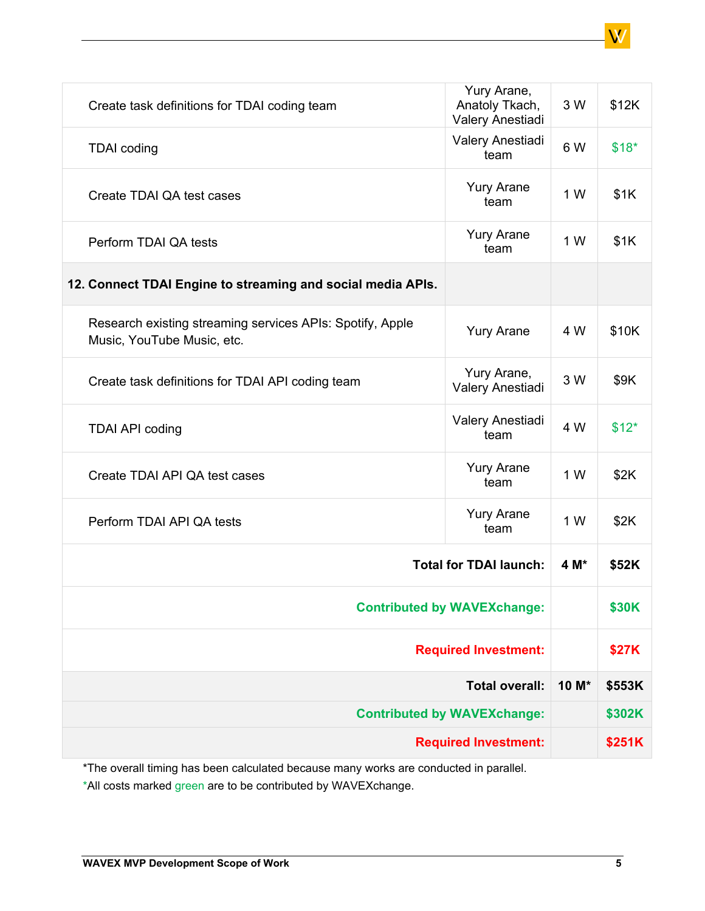| | | | |
|---|---|---|---|
| Create task definitions for TDAI coding team | Yury Arane, Anatoly Tkach, Valery Anestiadi | 3 W | $12K |
| TDAI coding | Valery Anestiadi team | 6 W | $18* |
| Create TDAI QA test cases | Yury Arane team | 1 W | $1K |
| Perform TDAI QA tests | Yury Arane team | 1 W | $1K |
| **12. Connect TDAI Engine to streaming and social media APIs.** | | | |
| Research existing streaming services APIs: Spotify, Apple Music, YouTube Music, etc. | Yury Arane | 4 W | $10K |
| Create task definitions for TDAI API coding team | Yury Arane, Valery Anestiadi | 3 W | $9K |
| TDAI API coding | Valery Anestiadi team | 4 W | $12* |
| Create TDAI API QA test cases | Yury Arane team | 1 W | $2K |
| Perform TDAI API QA tests | Yury Arane team | 1 W | $2K |
| | **Total for TDAI launch:** | **4 M*** | **$52K** |
| | **Contributed by WAVEXchange:** | | **$30K** |
| | **Required Investment:** | | **$27K** |
| | **Total overall:** | **10 M*** | **$553K** |
| | **Contributed by WAVEXchange:** | | **$302K** |
| | **Required Investment:** | | **$251K** |

*The overall timing has been calculated because many works are conducted in parallel.

*All costs marked green are to be contributed by WAVEXchange.